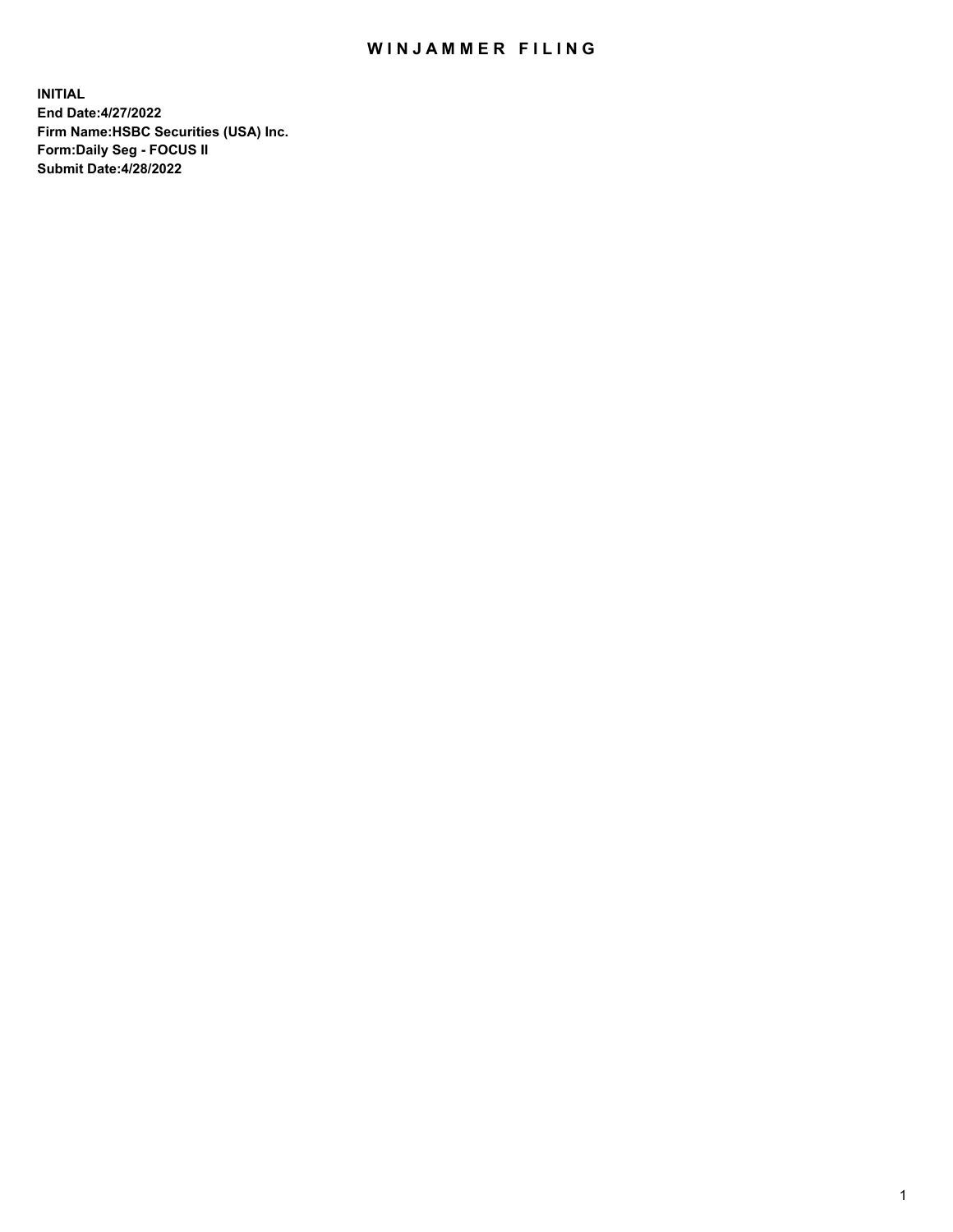# WINJAMMER FILING

**INITIAL**
**End Date:4/27/2022**
**Firm Name:HSBC Securities (USA) Inc.**
**Form:Daily Seg - FOCUS II**
**Submit Date:4/28/2022**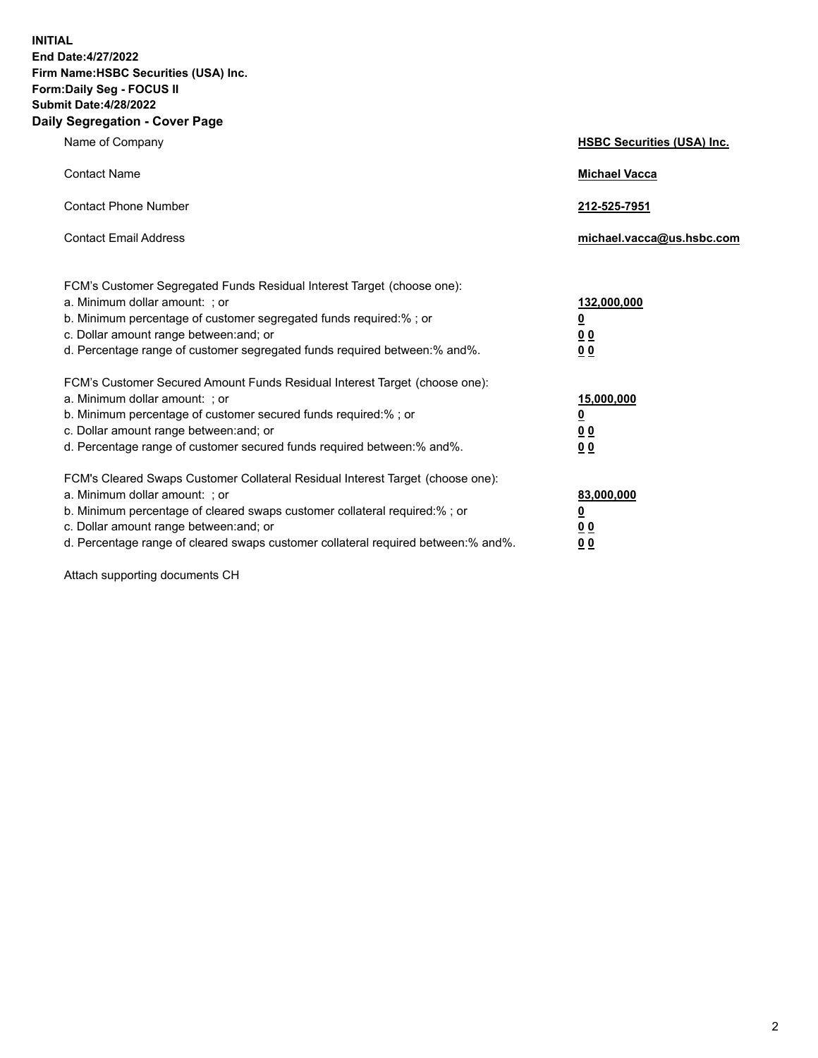**INITIAL**
**End Date:4/27/2022**
**Firm Name:HSBC Securities (USA) Inc.**
**Form:Daily Seg - FOCUS II**
**Submit Date:4/28/2022**

## Daily Segregation - Cover Page

| | |
|---|---|
| Name of Company | **HSBC Securities (USA) Inc.** |
| Contact Name | **Michael Vacca** |
| Contact Phone Number | **212-525-7951** |
| Contact Email Address | **michael.vacca@us.hsbc.com** |

| | |
|---|---|
| FCM's Customer Segregated Funds Residual Interest Target (choose one): | |
| a. Minimum dollar amount: ; or | **132,000,000** |
| b. Minimum percentage of customer segregated funds required:% ; or | **0** |
| c. Dollar amount range between:and; or | **0 0** |
| d. Percentage range of customer segregated funds required between:% and%. | **0 0** |
| FCM's Customer Secured Amount Funds Residual Interest Target (choose one): | |
| a. Minimum dollar amount: ; or | **15,000,000** |
| b. Minimum percentage of customer secured funds required:% ; or | **0** |
| c. Dollar amount range between:and; or | **0 0** |
| d. Percentage range of customer secured funds required between:% and%. | **0 0** |
| FCM's Cleared Swaps Customer Collateral Residual Interest Target (choose one): | |
| a. Minimum dollar amount: ; or | **83,000,000** |
| b. Minimum percentage of cleared swaps customer collateral required:% ; or | **0** |
| c. Dollar amount range between:and; or | **0 0** |
| d. Percentage range of cleared swaps customer collateral required between:% and%. | **0 0** |

Attach supporting documents CH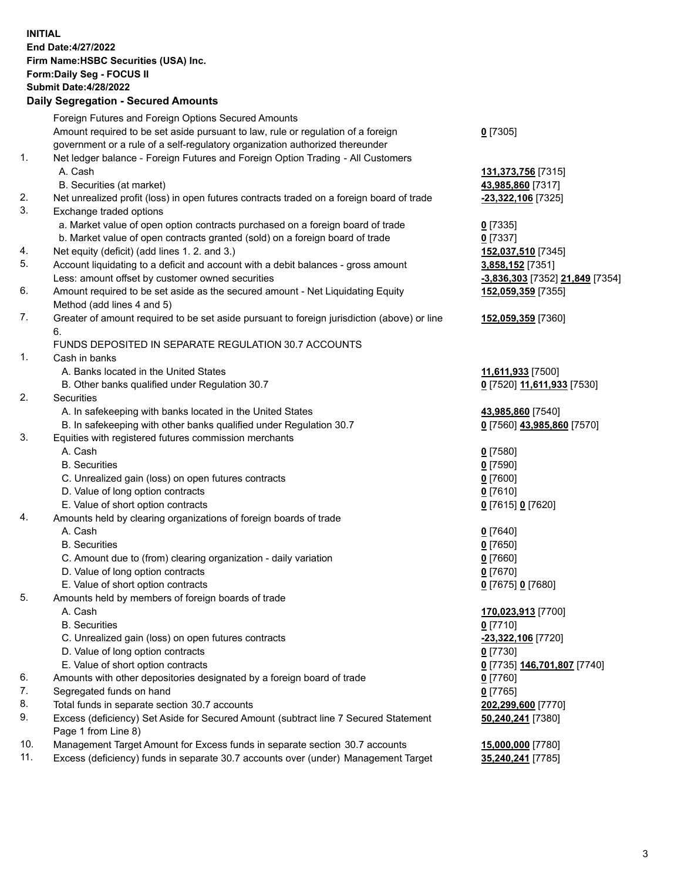**INITIAL**
**End Date:4/27/2022**
**Firm Name:HSBC Securities (USA) Inc.**
**Form:Daily Seg - FOCUS II**
**Submit Date:4/28/2022**

## Daily Segregation - Secured Amounts

| | | |
|---|---|---|
| | Foreign Futures and Foreign Options Secured Amounts | |
| | Amount required to be set aside pursuant to law, rule or regulation of a foreign government or a rule of a self-regulatory organization authorized thereunder | **0** [7305] |
| 1. | Net ledger balance - Foreign Futures and Foreign Option Trading - All Customers | |
| | A. Cash | **131,373,756** [7315] |
| | B. Securities (at market) | **43,985,860** [7317] |
| 2. | Net unrealized profit (loss) in open futures contracts traded on a foreign board of trade | **-23,322,106** [7325] |
| 3. | Exchange traded options | |
| | a. Market value of open option contracts purchased on a foreign board of trade | **0** [7335] |
| | b. Market value of open contracts granted (sold) on a foreign board of trade | **0** [7337] |
| 4. | Net equity (deficit) (add lines 1. 2. and 3.) | **152,037,510** [7345] |
| 5. | Account liquidating to a deficit and account with a debit balances - gross amount | **3,858,152** [7351] |
| | Less: amount offset by customer owned securities | **-3,836,303** [7352] **21,849** [7354] |
| 6. | Amount required to be set aside as the secured amount - Net Liquidating Equity Method (add lines 4 and 5) | **152,059,359** [7355] |
| 7. | Greater of amount required to be set aside pursuant to foreign jurisdiction (above) or line 6. | **152,059,359** [7360] |
| | FUNDS DEPOSITED IN SEPARATE REGULATION 30.7 ACCOUNTS | |
| 1. | Cash in banks | |
| | A. Banks located in the United States | **11,611,933** [7500] |
| | B. Other banks qualified under Regulation 30.7 | **0** [7520] **11,611,933** [7530] |
| 2. | Securities | |
| | A. In safekeeping with banks located in the United States | **43,985,860** [7540] |
| | B. In safekeeping with other banks qualified under Regulation 30.7 | **0** [7560] **43,985,860** [7570] |
| 3. | Equities with registered futures commission merchants | |
| | A. Cash | **0** [7580] |
| | B. Securities | **0** [7590] |
| | C. Unrealized gain (loss) on open futures contracts | **0** [7600] |
| | D. Value of long option contracts | **0** [7610] |
| | E. Value of short option contracts | **0** [7615] **0** [7620] |
| 4. | Amounts held by clearing organizations of foreign boards of trade | |
| | A. Cash | **0** [7640] |
| | B. Securities | **0** [7650] |
| | C. Amount due to (from) clearing organization - daily variation | **0** [7660] |
| | D. Value of long option contracts | **0** [7670] |
| | E. Value of short option contracts | **0** [7675] **0** [7680] |
| 5. | Amounts held by members of foreign boards of trade | |
| | A. Cash | **170,023,913** [7700] |
| | B. Securities | **0** [7710] |
| | C. Unrealized gain (loss) on open futures contracts | **-23,322,106** [7720] |
| | D. Value of long option contracts | **0** [7730] |
| | E. Value of short option contracts | **0** [7735] **146,701,807** [7740] |
| 6. | Amounts with other depositories designated by a foreign board of trade | **0** [7760] |
| 7. | Segregated funds on hand | **0** [7765] |
| 8. | Total funds in separate section 30.7 accounts | **202,299,600** [7770] |
| 9. | Excess (deficiency) Set Aside for Secured Amount (subtract line 7 Secured Statement Page 1 from Line 8) | **50,240,241** [7380] |
| 10. | Management Target Amount for Excess funds in separate section 30.7 accounts | **15,000,000** [7780] |
| 11. | Excess (deficiency) funds in separate 30.7 accounts over (under) Management Target | **35,240,241** [7785] |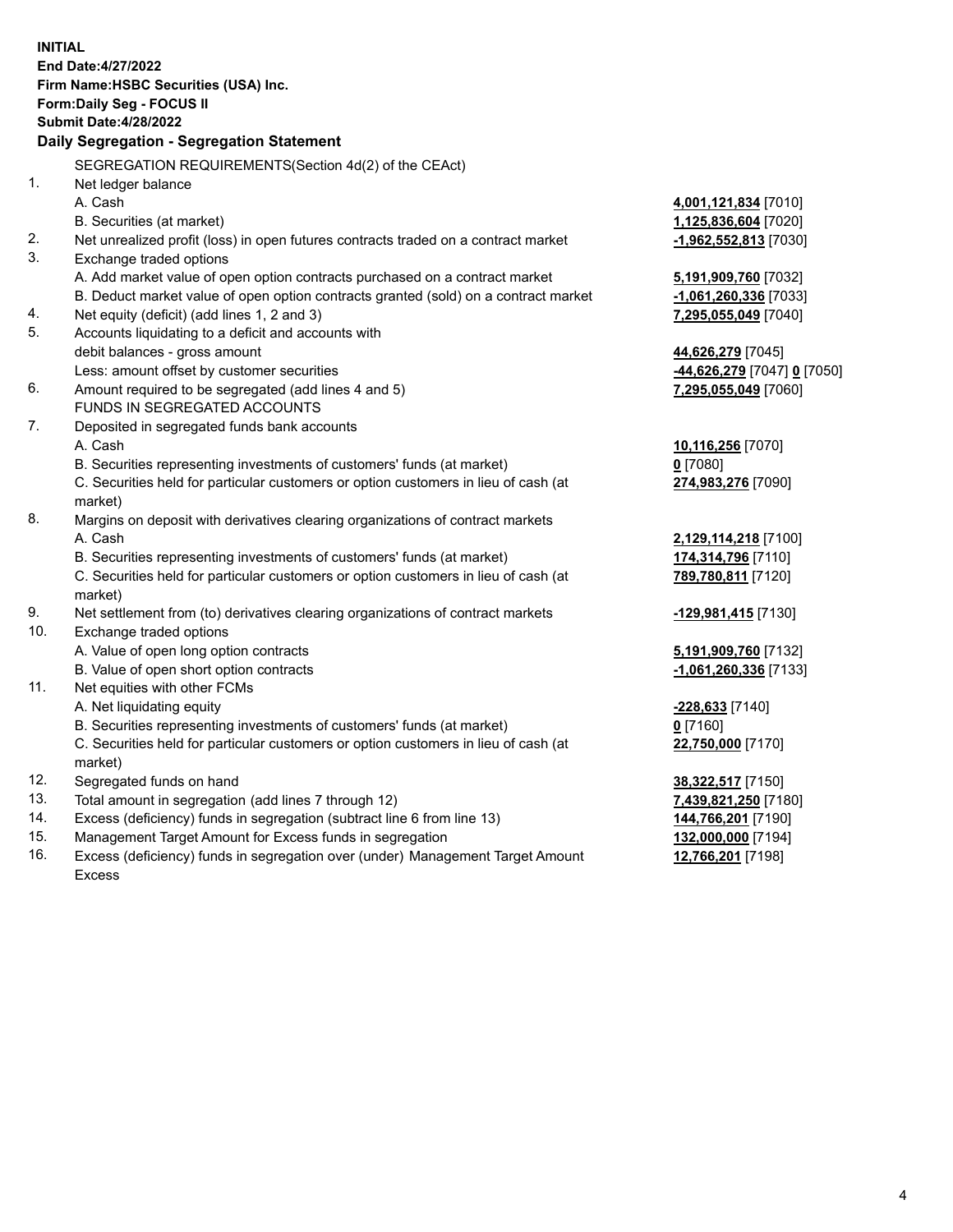**INITIAL**
**End Date:4/27/2022**
**Firm Name:HSBC Securities (USA) Inc.**
**Form:Daily Seg - FOCUS II**
**Submit Date:4/28/2022**

**Daily Segregation - Segregation Statement**

| | | |
|---|---|---|
| | SEGREGATION REQUIREMENTS(Section 4d(2) of the CEAct) | |
| 1. | Net ledger balance | |
| | A. Cash | **4,001,121,834** [7010] |
| | B. Securities (at market) | **1,125,836,604** [7020] |
| 2. | Net unrealized profit (loss) in open futures contracts traded on a contract market | **-1,962,552,813** [7030] |
| 3. | Exchange traded options | |
| | A. Add market value of open option contracts purchased on a contract market | **5,191,909,760** [7032] |
| | B. Deduct market value of open option contracts granted (sold) on a contract market | **-1,061,260,336** [7033] |
| 4. | Net equity (deficit) (add lines 1, 2 and 3) | **7,295,055,049** [7040] |
| 5. | Accounts liquidating to a deficit and accounts with debit balances - gross amount | **44,626,279** [7045] |
| | Less: amount offset by customer securities | **-44,626,279** [7047] **0** [7050] |
| 6. | Amount required to be segregated (add lines 4 and 5) | **7,295,055,049** [7060] |
| | FUNDS IN SEGREGATED ACCOUNTS | |
| 7. | Deposited in segregated funds bank accounts | |
| | A. Cash | **10,116,256** [7070] |
| | B. Securities representing investments of customers' funds (at market) | **0** [7080] |
| | C. Securities held for particular customers or option customers in lieu of cash (at market) | **274,983,276** [7090] |
| 8. | Margins on deposit with derivatives clearing organizations of contract markets | |
| | A. Cash | **2,129,114,218** [7100] |
| | B. Securities representing investments of customers' funds (at market) | **174,314,796** [7110] |
| | C. Securities held for particular customers or option customers in lieu of cash (at market) | **789,780,811** [7120] |
| 9. | Net settlement from (to) derivatives clearing organizations of contract markets | **-129,981,415** [7130] |
| 10. | Exchange traded options | |
| | A. Value of open long option contracts | **5,191,909,760** [7132] |
| | B. Value of open short option contracts | **-1,061,260,336** [7133] |
| 11. | Net equities with other FCMs | |
| | A. Net liquidating equity | **-228,633** [7140] |
| | B. Securities representing investments of customers' funds (at market) | **0** [7160] |
| | C. Securities held for particular customers or option customers in lieu of cash (at market) | **22,750,000** [7170] |
| 12. | Segregated funds on hand | **38,322,517** [7150] |
| 13. | Total amount in segregation (add lines 7 through 12) | **7,439,821,250** [7180] |
| 14. | Excess (deficiency) funds in segregation (subtract line 6 from line 13) | **144,766,201** [7190] |
| 15. | Management Target Amount for Excess funds in segregation | **132,000,000** [7194] |
| 16. | Excess (deficiency) funds in segregation over (under) Management Target Amount Excess | **12,766,201** [7198] |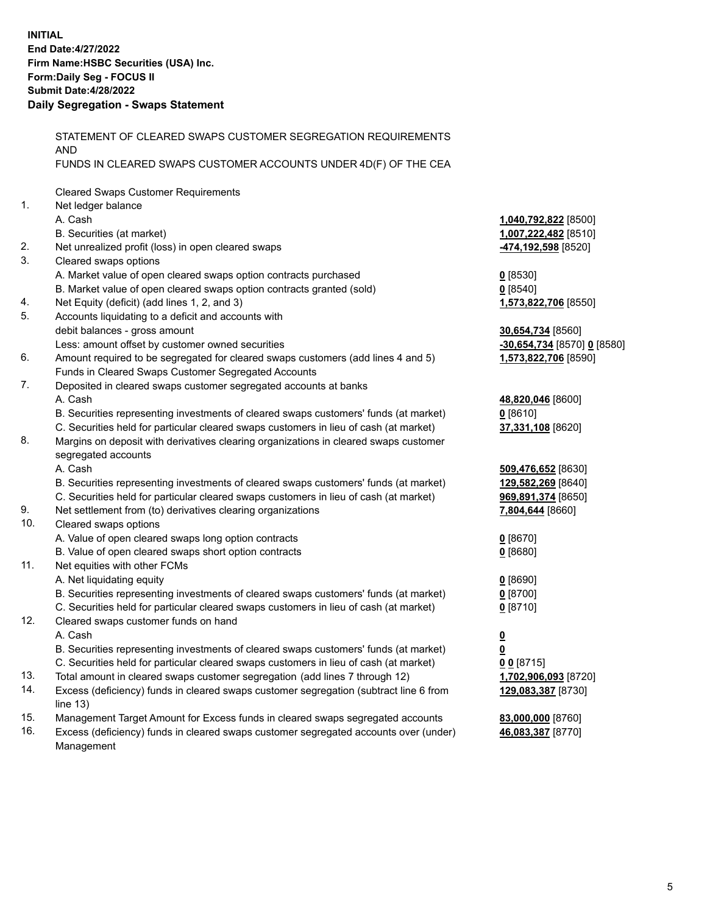**INITIAL**
**End Date:4/27/2022**
**Firm Name:HSBC Securities (USA) Inc.**
**Form:Daily Seg - FOCUS II**
**Submit Date:4/28/2022**
**Daily Segregation - Swaps Statement**

STATEMENT OF CLEARED SWAPS CUSTOMER SEGREGATION REQUIREMENTS AND FUNDS IN CLEARED SWAPS CUSTOMER ACCOUNTS UNDER 4D(F) OF THE CEA

| | | |
|---|---|---|
| | Cleared Swaps Customer Requirements | |
| 1. | Net ledger balance | |
| | A. Cash | **1,040,792,822** [8500] |
| | B. Securities (at market) | **1,007,222,482** [8510] |
| 2. | Net unrealized profit (loss) in open cleared swaps | **-474,192,598** [8520] |
| 3. | Cleared swaps options | |
| | A. Market value of open cleared swaps option contracts purchased | **0** [8530] |
| | B. Market value of open cleared swaps option contracts granted (sold) | **0** [8540] |
| 4. | Net Equity (deficit) (add lines 1, 2, and 3) | **1,573,822,706** [8550] |
| 5. | Accounts liquidating to a deficit and accounts with debit balances - gross amount | **30,654,734** [8560] |
| | Less: amount offset by customer owned securities | **-30,654,734** [8570] **0** [8580] |
| 6. | Amount required to be segregated for cleared swaps customers (add lines 4 and 5) | **1,573,822,706** [8590] |
| | Funds in Cleared Swaps Customer Segregated Accounts | |
| 7. | Deposited in cleared swaps customer segregated accounts at banks | |
| | A. Cash | **48,820,046** [8600] |
| | B. Securities representing investments of cleared swaps customers' funds (at market) | **0** [8610] |
| | C. Securities held for particular cleared swaps customers in lieu of cash (at market) | **37,331,108** [8620] |
| 8. | Margins on deposit with derivatives clearing organizations in cleared swaps customer segregated accounts | |
| | A. Cash | **509,476,652** [8630] |
| | B. Securities representing investments of cleared swaps customers' funds (at market) | **129,582,269** [8640] |
| | C. Securities held for particular cleared swaps customers in lieu of cash (at market) | **969,891,374** [8650] |
| 9. | Net settlement from (to) derivatives clearing organizations | **7,804,644** [8660] |
| 10. | Cleared swaps options | |
| | A. Value of open cleared swaps long option contracts | **0** [8670] |
| | B. Value of open cleared swaps short option contracts | **0** [8680] |
| 11. | Net equities with other FCMs | |
| | A. Net liquidating equity | **0** [8690] |
| | B. Securities representing investments of cleared swaps customers' funds (at market) | **0** [8700] |
| | C. Securities held for particular cleared swaps customers in lieu of cash (at market) | **0** [8710] |
| 12. | Cleared swaps customer funds on hand | |
| | A. Cash | **0** |
| | B. Securities representing investments of cleared swaps customers' funds (at market) | **0** |
| | C. Securities held for particular cleared swaps customers in lieu of cash (at market) | **0** **0** [8715] |
| 13. | Total amount in cleared swaps customer segregation (add lines 7 through 12) | **1,702,906,093** [8720] |
| 14. | Excess (deficiency) funds in cleared swaps customer segregation (subtract line 6 from line 13) | **129,083,387** [8730] |
| 15. | Management Target Amount for Excess funds in cleared swaps segregated accounts | **83,000,000** [8760] |
| 16. | Excess (deficiency) funds in cleared swaps customer segregated accounts over (under) Management | **46,083,387** [8770] |